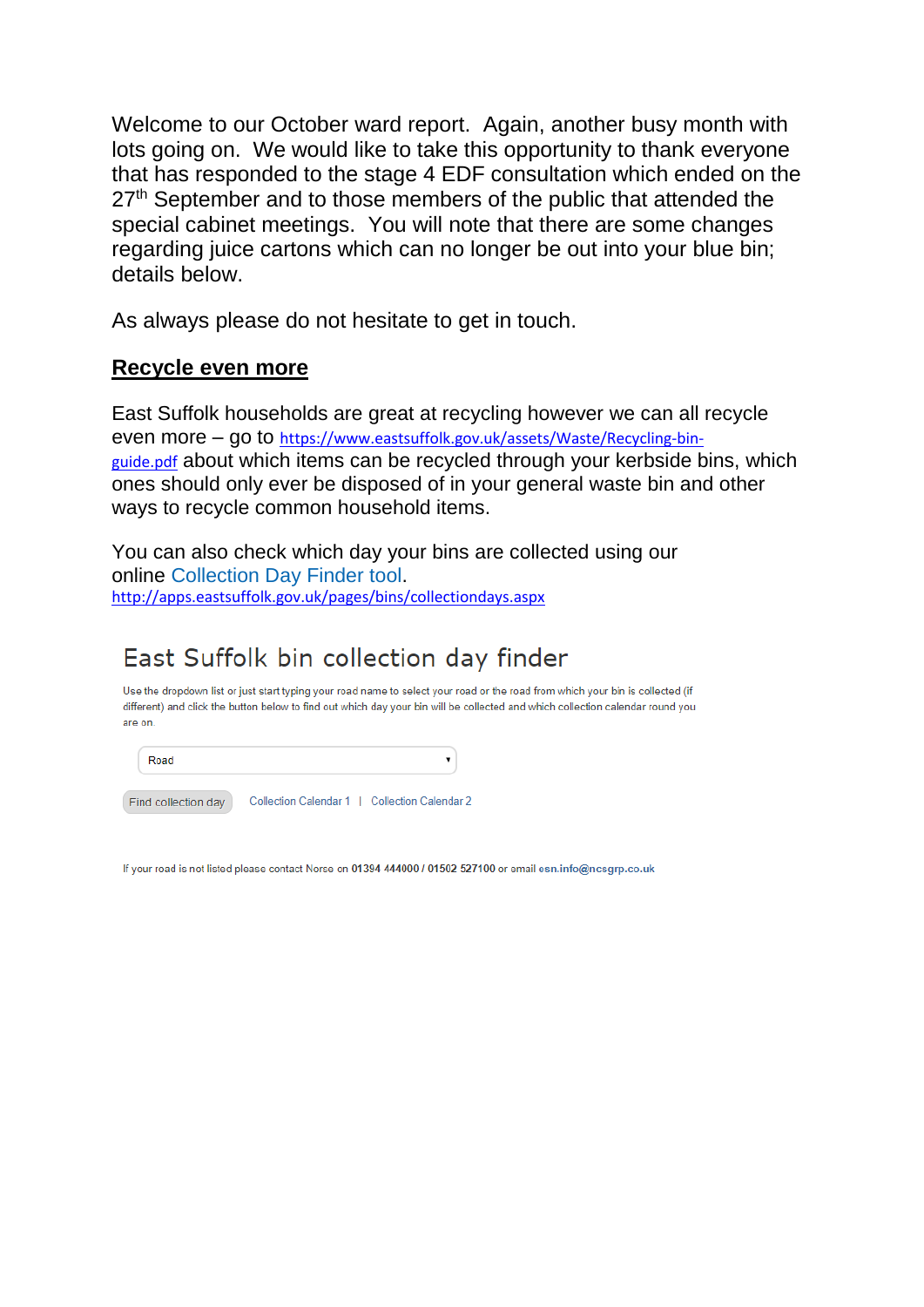Welcome to our October ward report. Again, another busy month with lots going on. We would like to take this opportunity to thank everyone that has responded to the stage 4 EDF consultation which ended on the 27th September and to those members of the public that attended the special cabinet meetings. You will note that there are some changes regarding juice cartons which can no longer be out into your blue bin; details below.

As always please do not hesitate to get in touch.

## **Recycle even more**

East Suffolk households are great at recycling however we can all recycle even more – go to https://www.eastsuffolk.gov.uk/assets/Waste/Recycling-bin-guide.pdf about which items can be recycled through your kerbside bins, which ones should only ever be disposed of in your general waste bin and other ways to recycle common household items.

You can also check which day your bins are collected using our online Collection Day Finder tool.
http://apps.eastsuffolk.gov.uk/pages/bins/collectiondays.aspx

### East Suffolk bin collection day finder

Use the dropdown list or just start typing your road name to select your road or the road from which your bin is collected (if different) and click the button below to find out which day your bin will be collected and which collection calendar round you are on.

Road

Find collection day | Collection Calendar 1 | Collection Calendar 2

If your road is not listed please contact Norse on **01394 444000 / 01502 527100** or email **esn.info@ncsgrp.co.uk**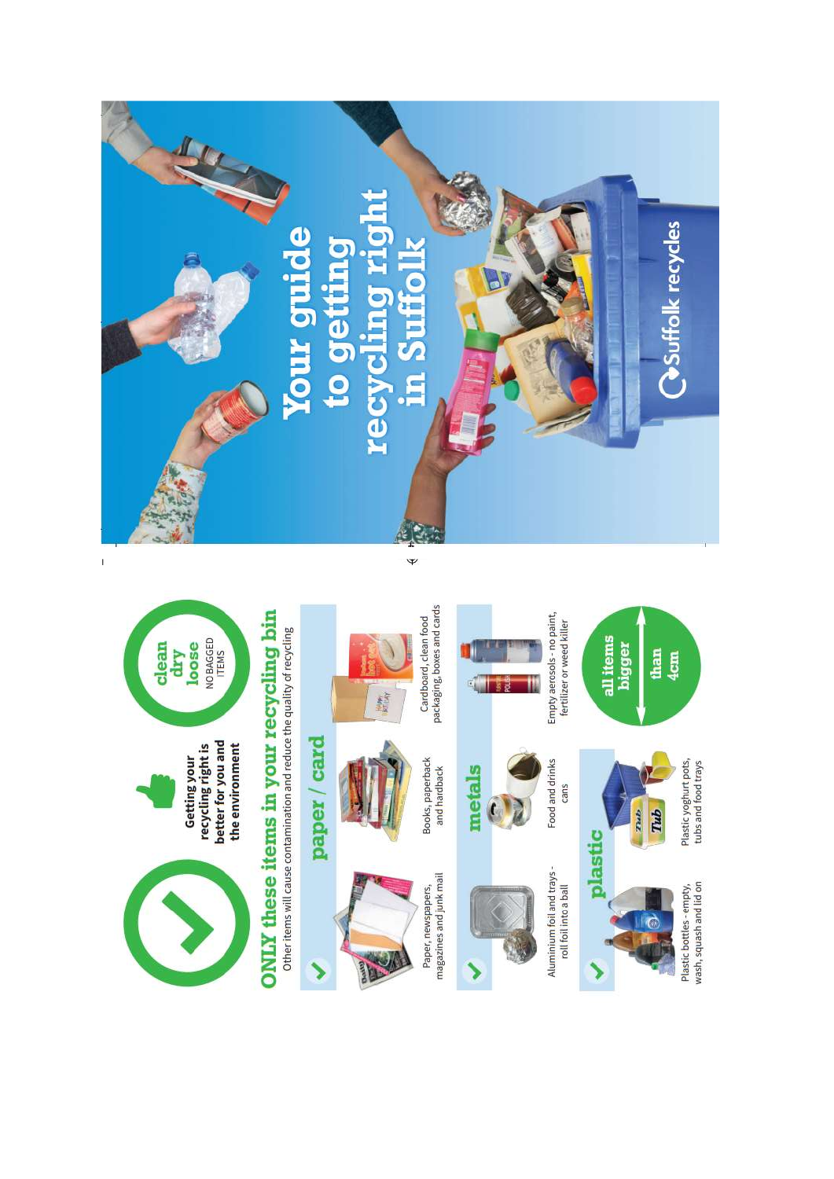# Your guide to getting recycling right in Suffolk

Suffolk recycles

Getting your recycling right is better for you and the environment

**clean dry loose** NO BAGGED ITEMS

## ONLY these items in your recycling bin

Other items will cause contamination and reduce the quality of recycling

### paper / card

- Paper, newspapers, magazines and junk mail
- Books, paperback and hardback
- Cardboard, clean food packaging, boxes and cards

### metals

- Aluminium foil and trays - roll foil into a ball
- Food and drinks cans
- Empty aerosols - no paint, fertilizer or weed killer

### plastic

- Plastic bottles - empty, wash, squash and lid on
- Plastic yoghurt pots, tubs and food trays

**all items bigger than 4cm**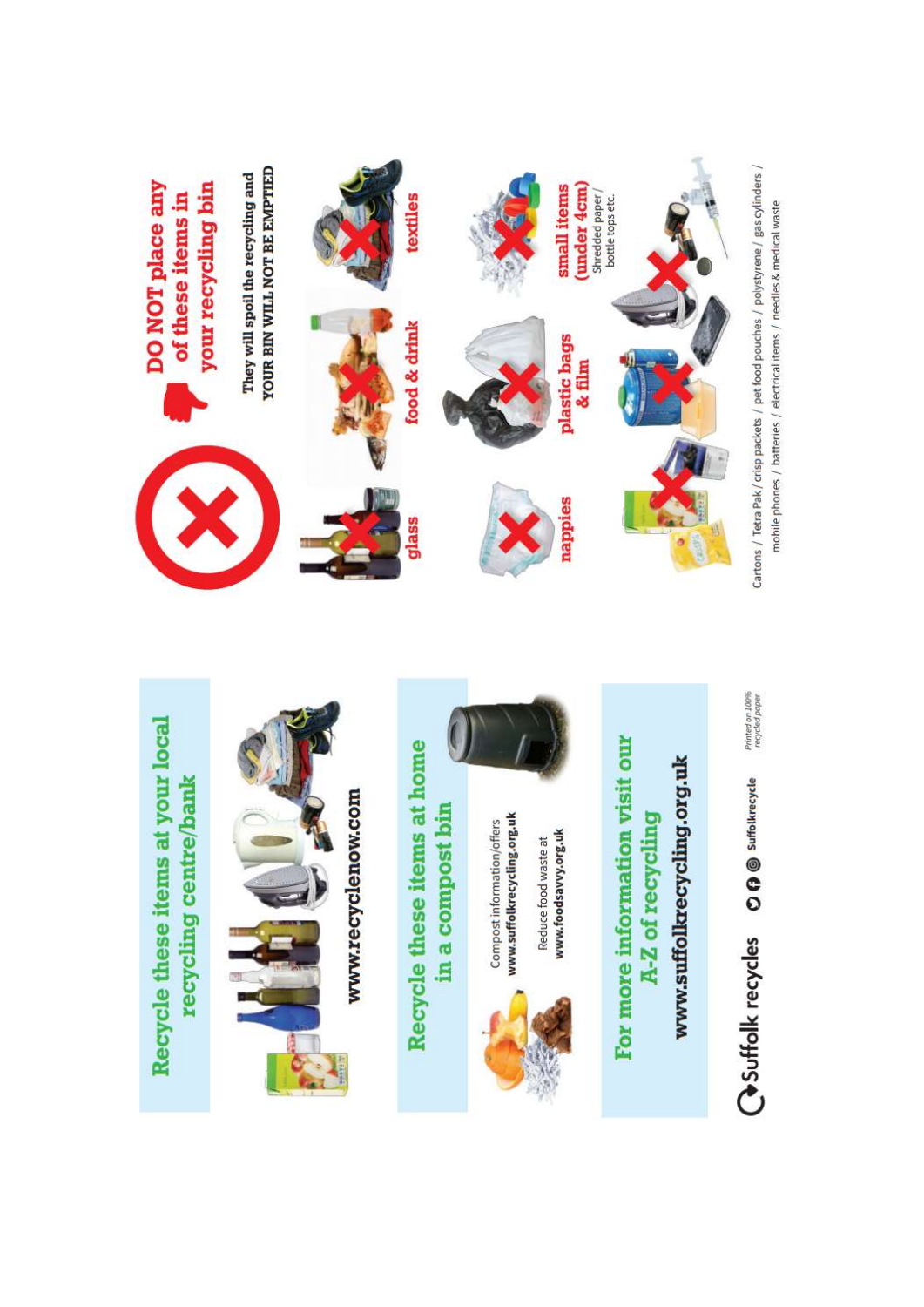# Recycle these items at your local recycling centre/bank

www.recyclenow.com

# Recycle these items at home in a compost bin

Compost information/offers
**www.suffolkrecycling.org.uk**

Reduce food waste at
**www.foodsavvy.org.uk**

# For more information visit our A-Z of recycling

**www.suffolkrecycling.org.uk**

Suffolk recycles — suffolkrecycle

*Printed on 100% recycled paper*

# DO NOT place any of these items in your recycling bin

**They will spoil the recycling and YOUR BIN WILL NOT BE EMPTIED**

- glass
- food & drink
- textiles
- nappies
- plastic bags & film
- small items (under 4cm) — Shredded paper / bottle tops etc.

Cartons / Tetra Pak / crisp packets / pet food pouches / polystyrene / gas cylinders / mobile phones / batteries / electrical items / needles & medical waste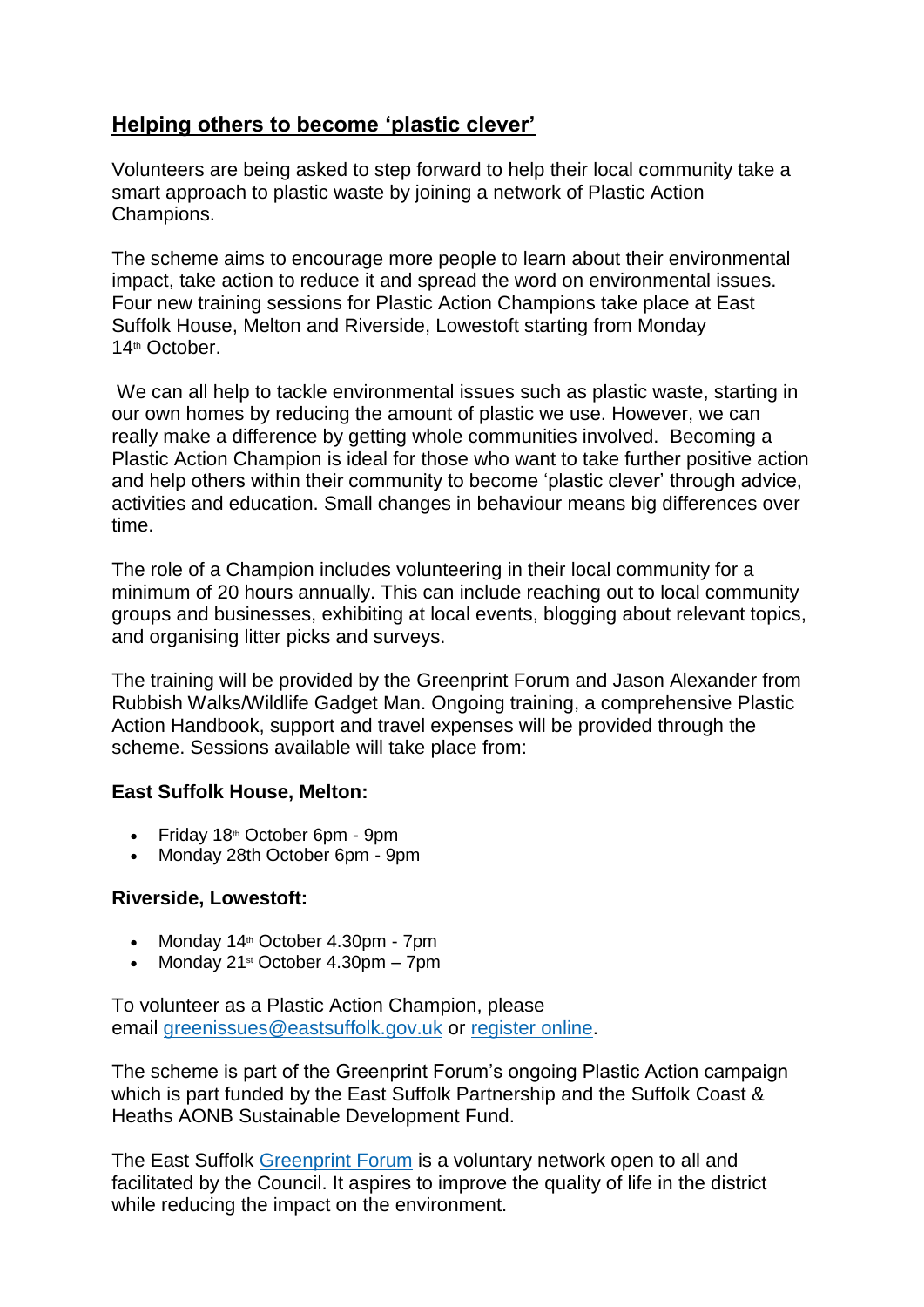## Helping others to become 'plastic clever'

Volunteers are being asked to step forward to help their local community take a smart approach to plastic waste by joining a network of Plastic Action Champions.

The scheme aims to encourage more people to learn about their environmental impact, take action to reduce it and spread the word on environmental issues. Four new training sessions for Plastic Action Champions take place at East Suffolk House, Melton and Riverside, Lowestoft starting from Monday 14th October.

We can all help to tackle environmental issues such as plastic waste, starting in our own homes by reducing the amount of plastic we use. However, we can really make a difference by getting whole communities involved. Becoming a Plastic Action Champion is ideal for those who want to take further positive action and help others within their community to become 'plastic clever' through advice, activities and education. Small changes in behaviour means big differences over time.

The role of a Champion includes volunteering in their local community for a minimum of 20 hours annually. This can include reaching out to local community groups and businesses, exhibiting at local events, blogging about relevant topics, and organising litter picks and surveys.

The training will be provided by the Greenprint Forum and Jason Alexander from Rubbish Walks/Wildlife Gadget Man. Ongoing training, a comprehensive Plastic Action Handbook, support and travel expenses will be provided through the scheme. Sessions available will take place from:

**East Suffolk House, Melton:**

- Friday 18th October 6pm - 9pm
- Monday 28th October 6pm - 9pm

**Riverside, Lowestoft:**

- Monday 14th October 4.30pm - 7pm
- Monday 21st October 4.30pm – 7pm

To volunteer as a Plastic Action Champion, please email greenissues@eastsuffolk.gov.uk or register online.

The scheme is part of the Greenprint Forum's ongoing Plastic Action campaign which is part funded by the East Suffolk Partnership and the Suffolk Coast & Heaths AONB Sustainable Development Fund.

The East Suffolk Greenprint Forum is a voluntary network open to all and facilitated by the Council. It aspires to improve the quality of life in the district while reducing the impact on the environment.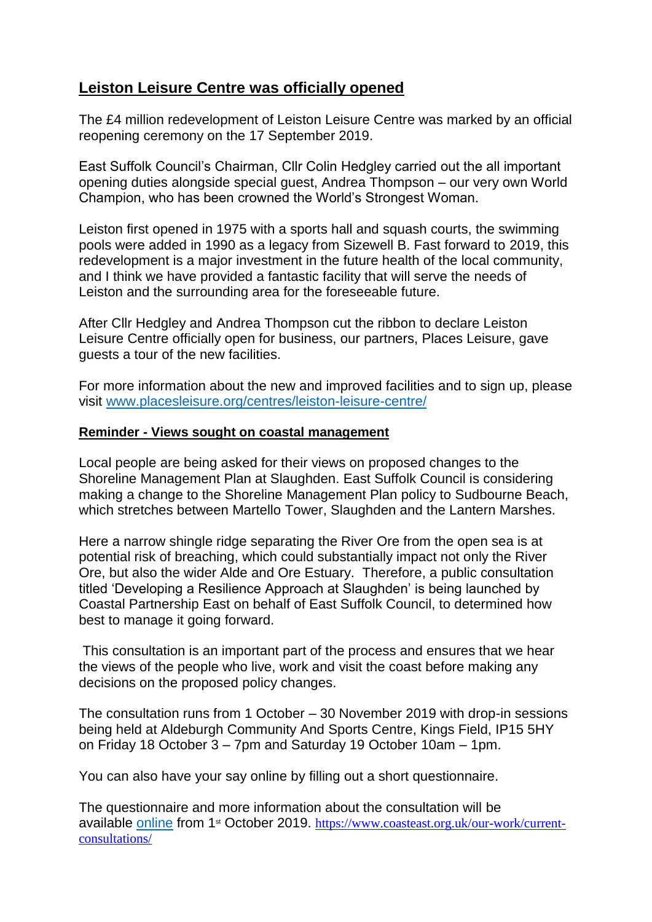## Leiston Leisure Centre was officially opened

The £4 million redevelopment of Leiston Leisure Centre was marked by an official reopening ceremony on the 17 September 2019.

East Suffolk Council's Chairman, Cllr Colin Hedgley carried out the all important opening duties alongside special guest, Andrea Thompson – our very own World Champion, who has been crowned the World's Strongest Woman.

Leiston first opened in 1975 with a sports hall and squash courts, the swimming pools were added in 1990 as a legacy from Sizewell B. Fast forward to 2019, this redevelopment is a major investment in the future health of the local community, and I think we have provided a fantastic facility that will serve the needs of Leiston and the surrounding area for the foreseeable future.

After Cllr Hedgley and Andrea Thompson cut the ribbon to declare Leiston Leisure Centre officially open for business, our partners, Places Leisure, gave guests a tour of the new facilities.

For more information about the new and improved facilities and to sign up, please visit [www.placesleisure.org/centres/leiston-leisure-centre/](http://www.placesleisure.org/centres/leiston-leisure-centre/)

### Reminder - Views sought on coastal management

Local people are being asked for their views on proposed changes to the Shoreline Management Plan at Slaughden. East Suffolk Council is considering making a change to the Shoreline Management Plan policy to Sudbourne Beach, which stretches between Martello Tower, Slaughden and the Lantern Marshes.

Here a narrow shingle ridge separating the River Ore from the open sea is at potential risk of breaching, which could substantially impact not only the River Ore, but also the wider Alde and Ore Estuary. Therefore, a public consultation titled 'Developing a Resilience Approach at Slaughden' is being launched by Coastal Partnership East on behalf of East Suffolk Council, to determined how best to manage it going forward.

This consultation is an important part of the process and ensures that we hear the views of the people who live, work and visit the coast before making any decisions on the proposed policy changes.

The consultation runs from 1 October – 30 November 2019 with drop-in sessions being held at Aldeburgh Community And Sports Centre, Kings Field, IP15 5HY on Friday 18 October 3 – 7pm and Saturday 19 October 10am – 1pm.

You can also have your say online by filling out a short questionnaire.

The questionnaire and more information about the consultation will be available online from 1st October 2019. [https://www.coasteast.org.uk/our-work/current-consultations/](https://www.coasteast.org.uk/our-work/current-consultations/)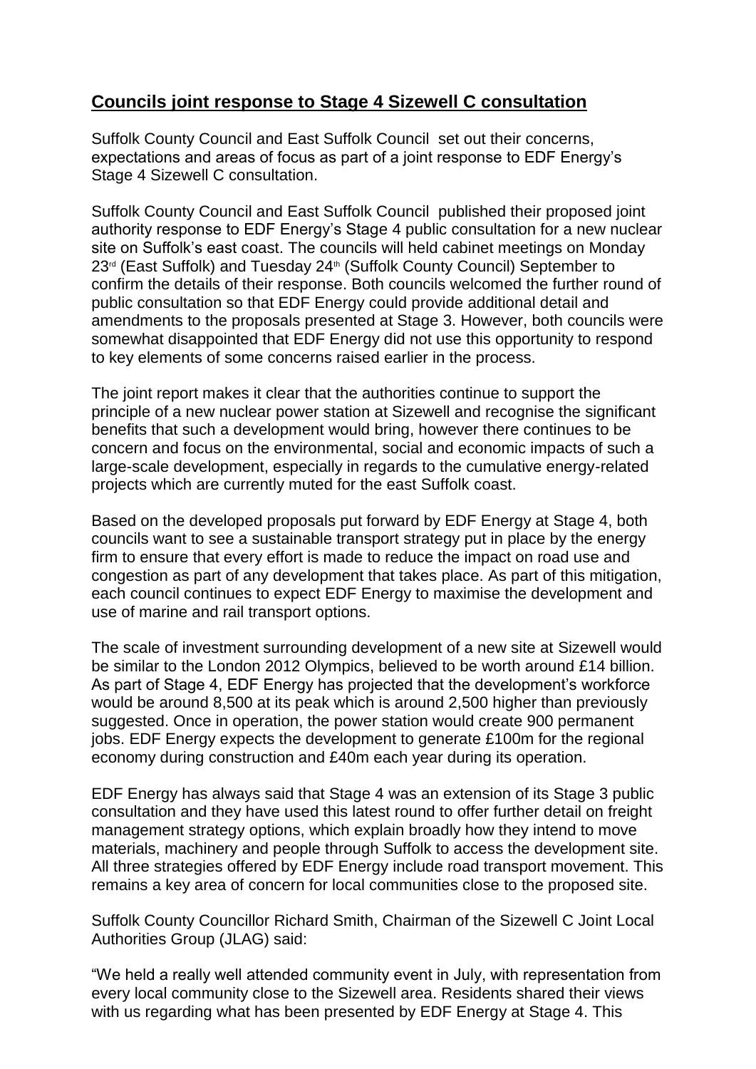## Councils joint response to Stage 4 Sizewell C consultation

Suffolk County Council and East Suffolk Council set out their concerns, expectations and areas of focus as part of a joint response to EDF Energy's Stage 4 Sizewell C consultation.

Suffolk County Council and East Suffolk Council published their proposed joint authority response to EDF Energy's Stage 4 public consultation for a new nuclear site on Suffolk's east coast. The councils will held cabinet meetings on Monday 23rd (East Suffolk) and Tuesday 24th (Suffolk County Council) September to confirm the details of their response. Both councils welcomed the further round of public consultation so that EDF Energy could provide additional detail and amendments to the proposals presented at Stage 3. However, both councils were somewhat disappointed that EDF Energy did not use this opportunity to respond to key elements of some concerns raised earlier in the process.

The joint report makes it clear that the authorities continue to support the principle of a new nuclear power station at Sizewell and recognise the significant benefits that such a development would bring, however there continues to be concern and focus on the environmental, social and economic impacts of such a large-scale development, especially in regards to the cumulative energy-related projects which are currently muted for the east Suffolk coast.

Based on the developed proposals put forward by EDF Energy at Stage 4, both councils want to see a sustainable transport strategy put in place by the energy firm to ensure that every effort is made to reduce the impact on road use and congestion as part of any development that takes place. As part of this mitigation, each council continues to expect EDF Energy to maximise the development and use of marine and rail transport options.

The scale of investment surrounding development of a new site at Sizewell would be similar to the London 2012 Olympics, believed to be worth around £14 billion. As part of Stage 4, EDF Energy has projected that the development's workforce would be around 8,500 at its peak which is around 2,500 higher than previously suggested. Once in operation, the power station would create 900 permanent jobs. EDF Energy expects the development to generate £100m for the regional economy during construction and £40m each year during its operation.

EDF Energy has always said that Stage 4 was an extension of its Stage 3 public consultation and they have used this latest round to offer further detail on freight management strategy options, which explain broadly how they intend to move materials, machinery and people through Suffolk to access the development site. All three strategies offered by EDF Energy include road transport movement. This remains a key area of concern for local communities close to the proposed site.

Suffolk County Councillor Richard Smith, Chairman of the Sizewell C Joint Local Authorities Group (JLAG) said:

"We held a really well attended community event in July, with representation from every local community close to the Sizewell area. Residents shared their views with us regarding what has been presented by EDF Energy at Stage 4. This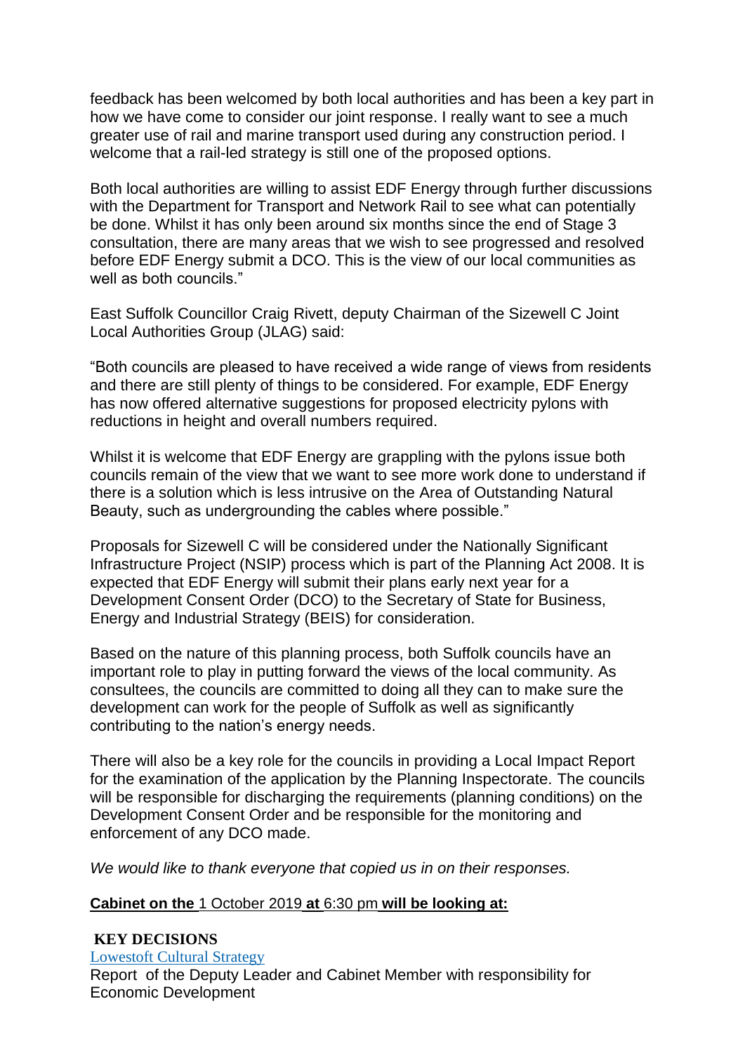feedback has been welcomed by both local authorities and has been a key part in how we have come to consider our joint response. I really want to see a much greater use of rail and marine transport used during any construction period. I welcome that a rail-led strategy is still one of the proposed options.

Both local authorities are willing to assist EDF Energy through further discussions with the Department for Transport and Network Rail to see what can potentially be done. Whilst it has only been around six months since the end of Stage 3 consultation, there are many areas that we wish to see progressed and resolved before EDF Energy submit a DCO. This is the view of our local communities as well as both councils."

East Suffolk Councillor Craig Rivett, deputy Chairman of the Sizewell C Joint Local Authorities Group (JLAG) said:

"Both councils are pleased to have received a wide range of views from residents and there are still plenty of things to be considered. For example, EDF Energy has now offered alternative suggestions for proposed electricity pylons with reductions in height and overall numbers required.

Whilst it is welcome that EDF Energy are grappling with the pylons issue both councils remain of the view that we want to see more work done to understand if there is a solution which is less intrusive on the Area of Outstanding Natural Beauty, such as undergrounding the cables where possible."

Proposals for Sizewell C will be considered under the Nationally Significant Infrastructure Project (NSIP) process which is part of the Planning Act 2008. It is expected that EDF Energy will submit their plans early next year for a Development Consent Order (DCO) to the Secretary of State for Business, Energy and Industrial Strategy (BEIS) for consideration.

Based on the nature of this planning process, both Suffolk councils have an important role to play in putting forward the views of the local community. As consultees, the councils are committed to doing all they can to make sure the development can work for the people of Suffolk as well as significantly contributing to the nation's energy needs.

There will also be a key role for the councils in providing a Local Impact Report for the examination of the application by the Planning Inspectorate. The councils will be responsible for discharging the requirements (planning conditions) on the Development Consent Order and be responsible for the monitoring and enforcement of any DCO made.

*We would like to thank everyone that copied us in on their responses.*

**Cabinet on the 1 October 2019 at 6:30 pm will be looking at:**

**KEY DECISIONS**

Lowestoft Cultural Strategy

Report of the Deputy Leader and Cabinet Member with responsibility for Economic Development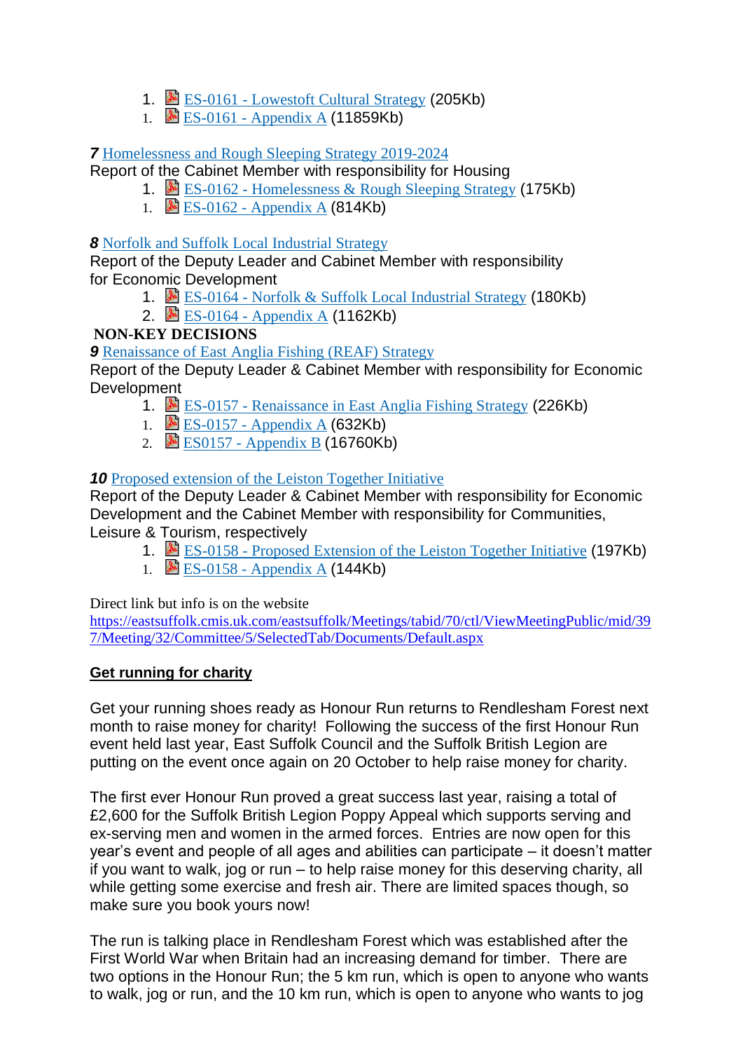1. ES-0161 - Lowestoft Cultural Strategy (205Kb)
1. ES-0161 - Appendix A (11859Kb)

***7*** Homelessness and Rough Sleeping Strategy 2019-2024

Report of the Cabinet Member with responsibility for Housing

1. ES-0162 - Homelessness & Rough Sleeping Strategy (175Kb)
1. ES-0162 - Appendix A (814Kb)

***8*** Norfolk and Suffolk Local Industrial Strategy

Report of the Deputy Leader and Cabinet Member with responsibility for Economic Development

1. ES-0164 - Norfolk & Suffolk Local Industrial Strategy (180Kb)
2. ES-0164 - Appendix A (1162Kb)

**NON-KEY DECISIONS**

***9*** Renaissance of East Anglia Fishing (REAF) Strategy

Report of the Deputy Leader & Cabinet Member with responsibility for Economic Development

1. ES-0157 - Renaissance in East Anglia Fishing Strategy (226Kb)
1. ES-0157 - Appendix A (632Kb)
2. ES0157 - Appendix B (16760Kb)

***10*** Proposed extension of the Leiston Together Initiative

Report of the Deputy Leader & Cabinet Member with responsibility for Economic Development and the Cabinet Member with responsibility for Communities, Leisure & Tourism, respectively

1. ES-0158 - Proposed Extension of the Leiston Together Initiative (197Kb)
1. ES-0158 - Appendix A (144Kb)

Direct link but info is on the website
https://eastsuffolk.cmis.uk.com/eastsuffolk/Meetings/tabid/70/ctl/ViewMeetingPublic/mid/397/Meeting/32/Committee/5/SelectedTab/Documents/Default.aspx

**Get running for charity**

Get your running shoes ready as Honour Run returns to Rendlesham Forest next month to raise money for charity! Following the success of the first Honour Run event held last year, East Suffolk Council and the Suffolk British Legion are putting on the event once again on 20 October to help raise money for charity.

The first ever Honour Run proved a great success last year, raising a total of £2,600 for the Suffolk British Legion Poppy Appeal which supports serving and ex-serving men and women in the armed forces. Entries are now open for this year's event and people of all ages and abilities can participate – it doesn't matter if you want to walk, jog or run – to help raise money for this deserving charity, all while getting some exercise and fresh air. There are limited spaces though, so make sure you book yours now!

The run is talking place in Rendlesham Forest which was established after the First World War when Britain had an increasing demand for timber. There are two options in the Honour Run; the 5 km run, which is open to anyone who wants to walk, jog or run, and the 10 km run, which is open to anyone who wants to jog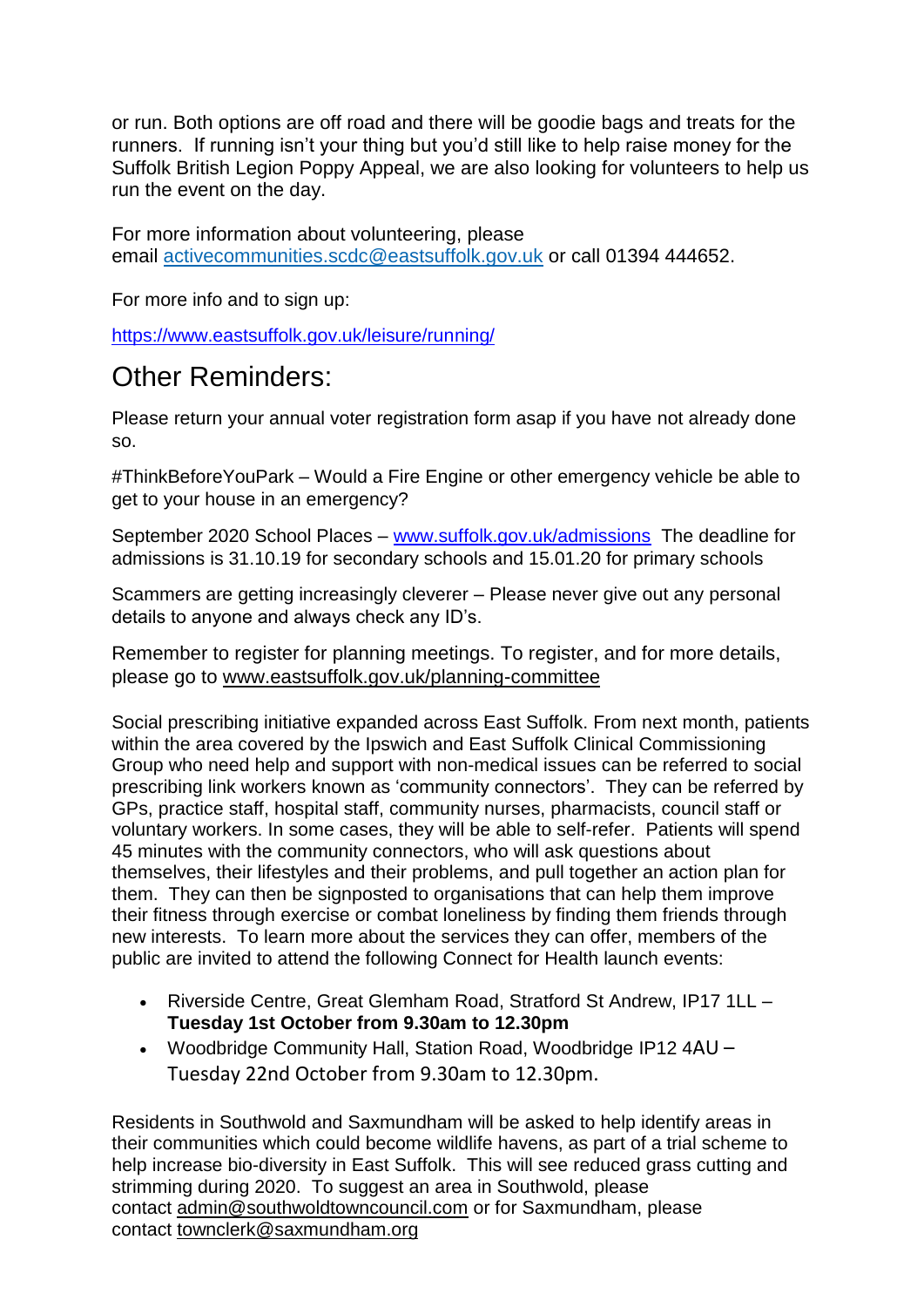or run. Both options are off road and there will be goodie bags and treats for the runners. If running isn't your thing but you'd still like to help raise money for the Suffolk British Legion Poppy Appeal, we are also looking for volunteers to help us run the event on the day.

For more information about volunteering, please email activecommunities.scdc@eastsuffolk.gov.uk or call 01394 444652.

For more info and to sign up:

https://www.eastsuffolk.gov.uk/leisure/running/

# Other Reminders:

Please return your annual voter registration form asap if you have not already done so.

#ThinkBeforeYouPark – Would a Fire Engine or other emergency vehicle be able to get to your house in an emergency?

September 2020 School Places – www.suffolk.gov.uk/admissions The deadline for admissions is 31.10.19 for secondary schools and 15.01.20 for primary schools

Scammers are getting increasingly cleverer – Please never give out any personal details to anyone and always check any ID's.

Remember to register for planning meetings. To register, and for more details, please go to www.eastsuffolk.gov.uk/planning-committee

Social prescribing initiative expanded across East Suffolk. From next month, patients within the area covered by the Ipswich and East Suffolk Clinical Commissioning Group who need help and support with non-medical issues can be referred to social prescribing link workers known as 'community connectors'. They can be referred by GPs, practice staff, hospital staff, community nurses, pharmacists, council staff or voluntary workers. In some cases, they will be able to self-refer. Patients will spend 45 minutes with the community connectors, who will ask questions about themselves, their lifestyles and their problems, and pull together an action plan for them. They can then be signposted to organisations that can help them improve their fitness through exercise or combat loneliness by finding them friends through new interests. To learn more about the services they can offer, members of the public are invited to attend the following Connect for Health launch events:

- Riverside Centre, Great Glemham Road, Stratford St Andrew, IP17 1LL – **Tuesday 1st October from 9.30am to 12.30pm**
- Woodbridge Community Hall, Station Road, Woodbridge IP12 4AU – Tuesday 22nd October from 9.30am to 12.30pm.

Residents in Southwold and Saxmundham will be asked to help identify areas in their communities which could become wildlife havens, as part of a trial scheme to help increase bio-diversity in East Suffolk. This will see reduced grass cutting and strimming during 2020. To suggest an area in Southwold, please contact admin@southwoldtowncouncil.com or for Saxmundham, please contact townclerk@saxmundham.org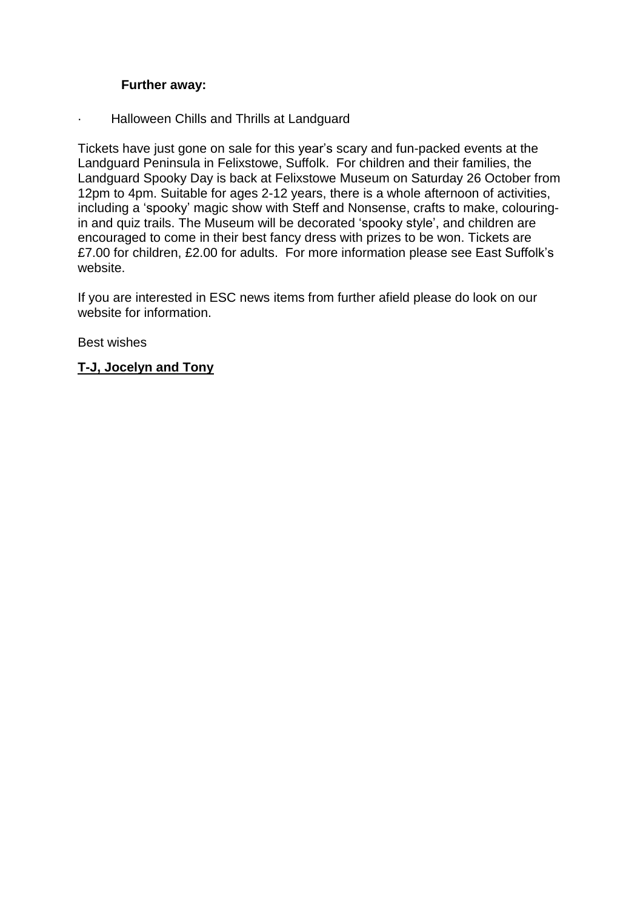**Further away:**

- Halloween Chills and Thrills at Landguard

Tickets have just gone on sale for this year's scary and fun-packed events at the Landguard Peninsula in Felixstowe, Suffolk.  For children and their families, the Landguard Spooky Day is back at Felixstowe Museum on Saturday 26 October from 12pm to 4pm. Suitable for ages 2-12 years, there is a whole afternoon of activities, including a 'spooky' magic show with Steff and Nonsense, crafts to make, colouring-in and quiz trails. The Museum will be decorated 'spooky style', and children are encouraged to come in their best fancy dress with prizes to be won. Tickets are £7.00 for children, £2.00 for adults.  For more information please see East Suffolk's website.

If you are interested in ESC news items from further afield please do look on our website for information.

Best wishes

**T-J, Jocelyn and Tony**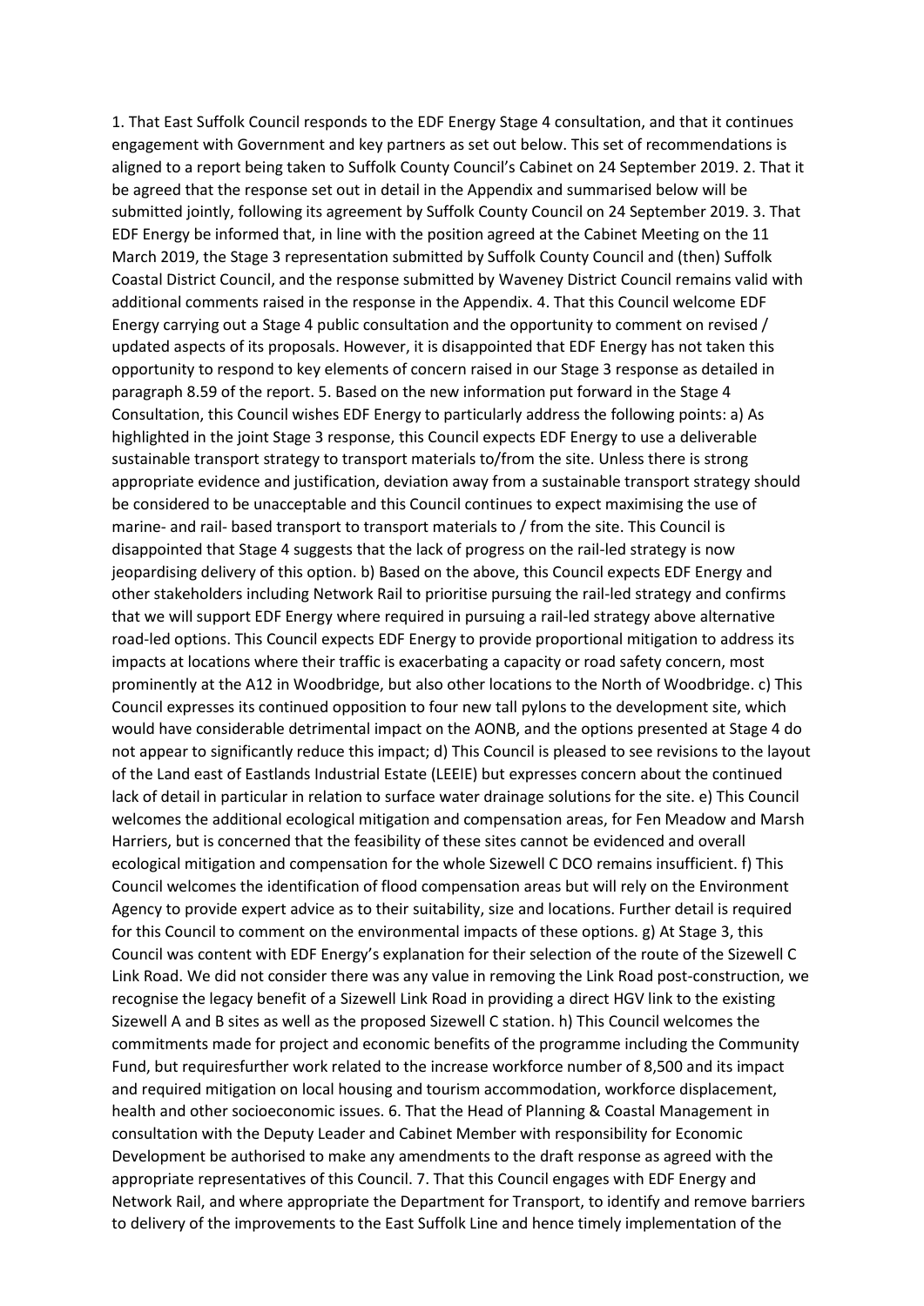1. That East Suffolk Council responds to the EDF Energy Stage 4 consultation, and that it continues engagement with Government and key partners as set out below. This set of recommendations is aligned to a report being taken to Suffolk County Council's Cabinet on 24 September 2019. 2. That it be agreed that the response set out in detail in the Appendix and summarised below will be submitted jointly, following its agreement by Suffolk County Council on 24 September 2019. 3. That EDF Energy be informed that, in line with the position agreed at the Cabinet Meeting on the 11 March 2019, the Stage 3 representation submitted by Suffolk County Council and (then) Suffolk Coastal District Council, and the response submitted by Waveney District Council remains valid with additional comments raised in the response in the Appendix. 4. That this Council welcome EDF Energy carrying out a Stage 4 public consultation and the opportunity to comment on revised / updated aspects of its proposals. However, it is disappointed that EDF Energy has not taken this opportunity to respond to key elements of concern raised in our Stage 3 response as detailed in paragraph 8.59 of the report. 5. Based on the new information put forward in the Stage 4 Consultation, this Council wishes EDF Energy to particularly address the following points: a) As highlighted in the joint Stage 3 response, this Council expects EDF Energy to use a deliverable sustainable transport strategy to transport materials to/from the site. Unless there is strong appropriate evidence and justification, deviation away from a sustainable transport strategy should be considered to be unacceptable and this Council continues to expect maximising the use of marine- and rail- based transport to transport materials to / from the site. This Council is disappointed that Stage 4 suggests that the lack of progress on the rail-led strategy is now jeopardising delivery of this option. b) Based on the above, this Council expects EDF Energy and other stakeholders including Network Rail to prioritise pursuing the rail-led strategy and confirms that we will support EDF Energy where required in pursuing a rail-led strategy above alternative road-led options. This Council expects EDF Energy to provide proportional mitigation to address its impacts at locations where their traffic is exacerbating a capacity or road safety concern, most prominently at the A12 in Woodbridge, but also other locations to the North of Woodbridge. c) This Council expresses its continued opposition to four new tall pylons to the development site, which would have considerable detrimental impact on the AONB, and the options presented at Stage 4 do not appear to significantly reduce this impact; d) This Council is pleased to see revisions to the layout of the Land east of Eastlands Industrial Estate (LEEIE) but expresses concern about the continued lack of detail in particular in relation to surface water drainage solutions for the site. e) This Council welcomes the additional ecological mitigation and compensation areas, for Fen Meadow and Marsh Harriers, but is concerned that the feasibility of these sites cannot be evidenced and overall ecological mitigation and compensation for the whole Sizewell C DCO remains insufficient. f) This Council welcomes the identification of flood compensation areas but will rely on the Environment Agency to provide expert advice as to their suitability, size and locations. Further detail is required for this Council to comment on the environmental impacts of these options. g) At Stage 3, this Council was content with EDF Energy's explanation for their selection of the route of the Sizewell C Link Road. We did not consider there was any value in removing the Link Road post-construction, we recognise the legacy benefit of a Sizewell Link Road in providing a direct HGV link to the existing Sizewell A and B sites as well as the proposed Sizewell C station. h) This Council welcomes the commitments made for project and economic benefits of the programme including the Community Fund, but requiresfurther work related to the increase workforce number of 8,500 and its impact and required mitigation on local housing and tourism accommodation, workforce displacement, health and other socioeconomic issues. 6. That the Head of Planning & Coastal Management in consultation with the Deputy Leader and Cabinet Member with responsibility for Economic Development be authorised to make any amendments to the draft response as agreed with the appropriate representatives of this Council. 7. That this Council engages with EDF Energy and Network Rail, and where appropriate the Department for Transport, to identify and remove barriers to delivery of the improvements to the East Suffolk Line and hence timely implementation of the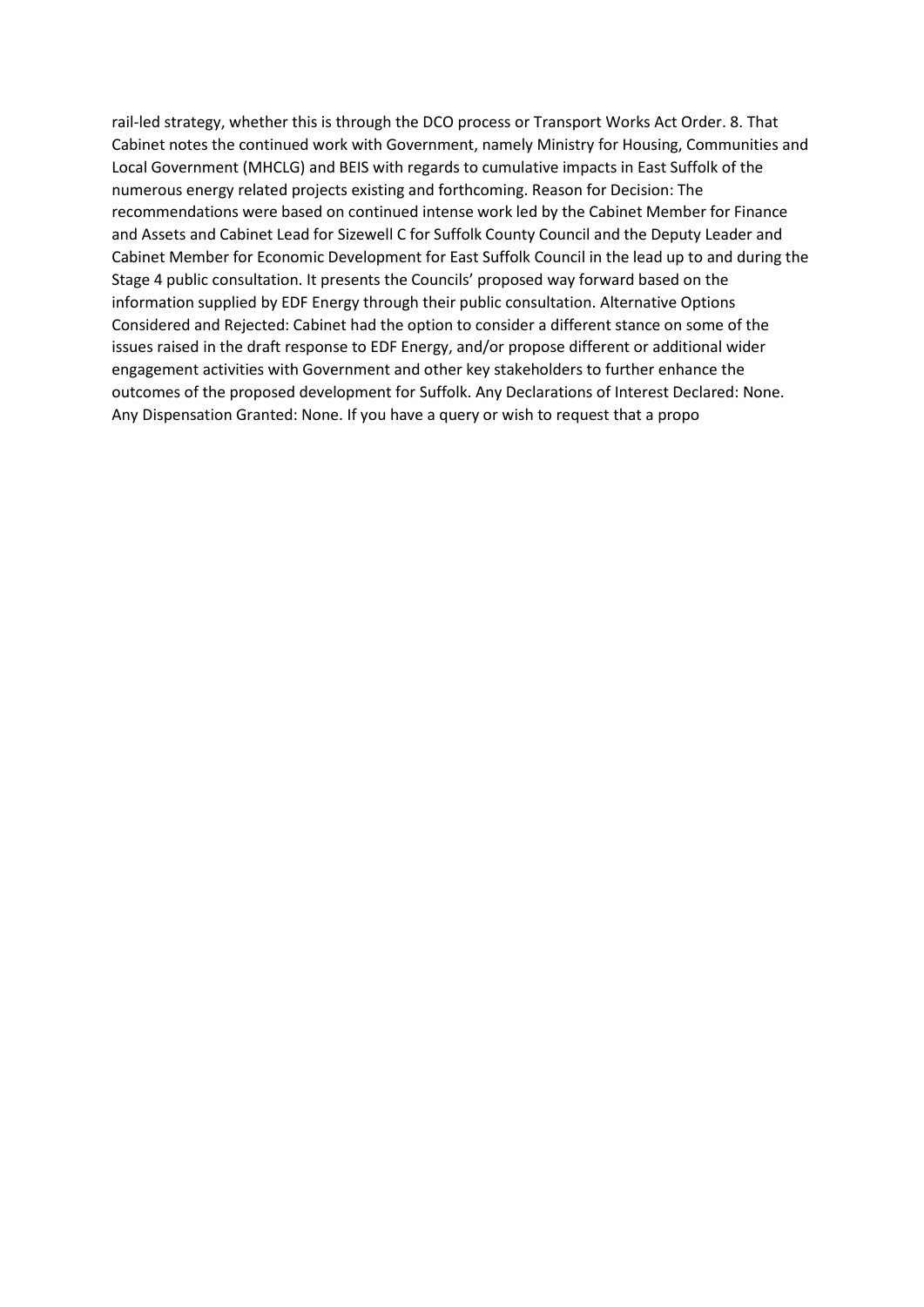rail-led strategy, whether this is through the DCO process or Transport Works Act Order. 8. That Cabinet notes the continued work with Government, namely Ministry for Housing, Communities and Local Government (MHCLG) and BEIS with regards to cumulative impacts in East Suffolk of the numerous energy related projects existing and forthcoming. Reason for Decision: The recommendations were based on continued intense work led by the Cabinet Member for Finance and Assets and Cabinet Lead for Sizewell C for Suffolk County Council and the Deputy Leader and Cabinet Member for Economic Development for East Suffolk Council in the lead up to and during the Stage 4 public consultation. It presents the Councils' proposed way forward based on the information supplied by EDF Energy through their public consultation. Alternative Options Considered and Rejected: Cabinet had the option to consider a different stance on some of the issues raised in the draft response to EDF Energy, and/or propose different or additional wider engagement activities with Government and other key stakeholders to further enhance the outcomes of the proposed development for Suffolk. Any Declarations of Interest Declared: None. Any Dispensation Granted: None. If you have a query or wish to request that a propo